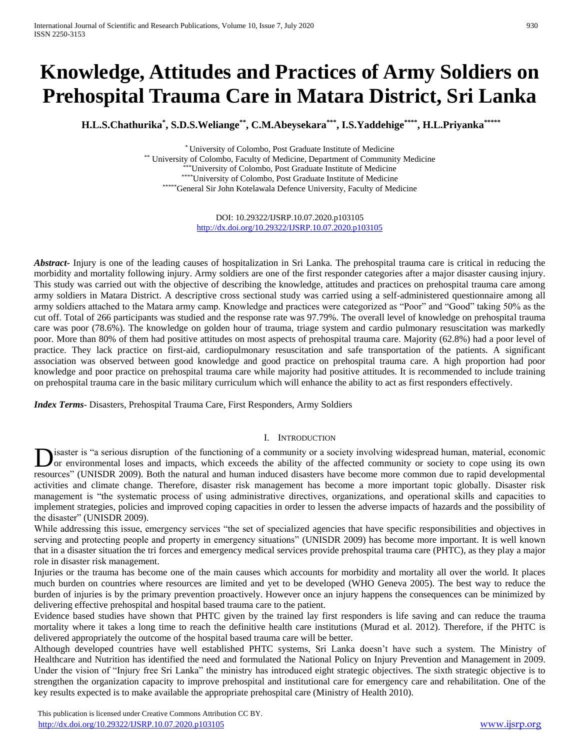# Knowledge, Attitudes and Practices of Army Soldiers on Prehospital Trauma Care in Matara District, Sri Lanka

**H.L.S.Chathurika[*], S.D.S.Weliange[**], C.M.Abeysekara[***], I.S.Yaddehige[****], H.L.Priyanka[*****]**

[*] University of Colombo, Post Graduate Institute of Medicine
[**] University of Colombo, Faculty of Medicine, Department of Community Medicine
[***] University of Colombo, Post Graduate Institute of Medicine
[****] University of Colombo, Post Graduate Institute of Medicine
[*****] General Sir John Kotelawala Defence University, Faculty of Medicine

DOI: 10.29322/IJSRP.10.07.2020.p103105
http://dx.doi.org/10.29322/IJSRP.10.07.2020.p103105

***Abstract***- Injury is one of the leading causes of hospitalization in Sri Lanka. The prehospital trauma care is critical in reducing the morbidity and mortality following injury. Army soldiers are one of the first responder categories after a major disaster causing injury. This study was carried out with the objective of describing the knowledge, attitudes and practices on prehospital trauma care among army soldiers in Matara District. A descriptive cross sectional study was carried using a self-administered questionnaire among all army soldiers attached to the Matara army camp. Knowledge and practices were categorized as "Poor" and "Good" taking 50% as the cut off. Total of 266 participants was studied and the response rate was 97.79%. The overall level of knowledge on prehospital trauma care was poor (78.6%). The knowledge on golden hour of trauma, triage system and cardio pulmonary resuscitation was markedly poor. More than 80% of them had positive attitudes on most aspects of prehospital trauma care. Majority (62.8%) had a poor level of practice. They lack practice on first-aid, cardiopulmonary resuscitation and safe transportation of the patients. A significant association was observed between good knowledge and good practice on prehospital trauma care. A high proportion had poor knowledge and poor practice on prehospital trauma care while majority had positive attitudes. It is recommended to include training on prehospital trauma care in the basic military curriculum which will enhance the ability to act as first responders effectively.

***Index Terms***- Disasters, Prehospital Trauma Care, First Responders, Army Soldiers

## I. Introduction

Disaster is "a serious disruption of the functioning of a community or a society involving widespread human, material, economic or environmental loses and impacts, which exceeds the ability of the affected community or society to cope using its own resources" (UNISDR 2009). Both the natural and human induced disasters have become more common due to rapid developmental activities and climate change. Therefore, disaster risk management has become a more important topic globally. Disaster risk management is "the systematic process of using administrative directives, organizations, and operational skills and capacities to implement strategies, policies and improved coping capacities in order to lessen the adverse impacts of hazards and the possibility of the disaster" (UNISDR 2009).

While addressing this issue, emergency services "the set of specialized agencies that have specific responsibilities and objectives in serving and protecting people and property in emergency situations" (UNISDR 2009) has become more important. It is well known that in a disaster situation the tri forces and emergency medical services provide prehospital trauma care (PHTC), as they play a major role in disaster risk management.

Injuries or the trauma has become one of the main causes which accounts for morbidity and mortality all over the world. It places much burden on countries where resources are limited and yet to be developed (WHO Geneva 2005). The best way to reduce the burden of injuries is by the primary prevention proactively. However once an injury happens the consequences can be minimized by delivering effective prehospital and hospital based trauma care to the patient.

Evidence based studies have shown that PHTC given by the trained lay first responders is life saving and can reduce the trauma mortality where it takes a long time to reach the definitive health care institutions (Murad et al. 2012). Therefore, if the PHTC is delivered appropriately the outcome of the hospital based trauma care will be better.

Although developed countries have well established PHTC systems, Sri Lanka doesn't have such a system. The Ministry of Healthcare and Nutrition has identified the need and formulated the National Policy on Injury Prevention and Management in 2009. Under the vision of "Injury free Sri Lanka" the ministry has introduced eight strategic objectives. The sixth strategic objective is to strengthen the organization capacity to improve prehospital and institutional care for emergency care and rehabilitation. One of the key results expected is to make available the appropriate prehospital care (Ministry of Health 2010).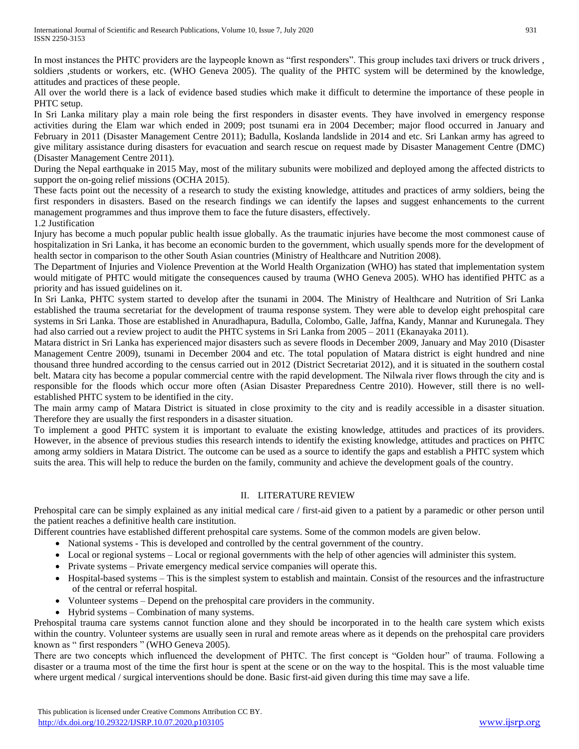In most instances the PHTC providers are the laypeople known as “first responders”. This group includes taxi drivers or truck drivers , soldiers ,students or workers, etc. (WHO Geneva 2005). The quality of the PHTC system will be determined by the knowledge, attitudes and practices of these people.

All over the world there is a lack of evidence based studies which make it difficult to determine the importance of these people in PHTC setup.

In Sri Lanka military play a main role being the first responders in disaster events. They have involved in emergency response activities during the Elam war which ended in 2009; post tsunami era in 2004 December; major flood occurred in January and February in 2011 (Disaster Management Centre 2011); Badulla, Koslanda landslide in 2014 and etc. Sri Lankan army has agreed to give military assistance during disasters for evacuation and search rescue on request made by Disaster Management Centre (DMC) (Disaster Management Centre 2011).

During the Nepal earthquake in 2015 May, most of the military subunits were mobilized and deployed among the affected districts to support the on-going relief missions (OCHA 2015).

These facts point out the necessity of a research to study the existing knowledge, attitudes and practices of army soldiers, being the first responders in disasters. Based on the research findings we can identify the lapses and suggest enhancements to the current management programmes and thus improve them to face the future disasters, effectively.

1.2 Justification

Injury has become a much popular public health issue globally. As the traumatic injuries have become the most commonest cause of hospitalization in Sri Lanka, it has become an economic burden to the government, which usually spends more for the development of health sector in comparison to the other South Asian countries (Ministry of Healthcare and Nutrition 2008).

The Department of Injuries and Violence Prevention at the World Health Organization (WHO) has stated that implementation system would mitigate of PHTC would mitigate the consequences caused by trauma (WHO Geneva 2005). WHO has identified PHTC as a priority and has issued guidelines on it.

In Sri Lanka, PHTC system started to develop after the tsunami in 2004. The Ministry of Healthcare and Nutrition of Sri Lanka established the trauma secretariat for the development of trauma response system. They were able to develop eight prehospital care systems in Sri Lanka. Those are established in Anuradhapura, Badulla, Colombo, Galle, Jaffna, Kandy, Mannar and Kurunegala. They had also carried out a review project to audit the PHTC systems in Sri Lanka from 2005 – 2011 (Ekanayaka 2011).

Matara district in Sri Lanka has experienced major disasters such as severe floods in December 2009, January and May 2010 (Disaster Management Centre 2009), tsunami in December 2004 and etc. The total population of Matara district is eight hundred and nine thousand three hundred according to the census carried out in 2012 (District Secretariat 2012), and it is situated in the southern costal belt. Matara city has become a popular commercial centre with the rapid development. The Nilwala river flows through the city and is responsible for the floods which occur more often (Asian Disaster Preparedness Centre 2010). However, still there is no well-established PHTC system to be identified in the city.

The main army camp of Matara District is situated in close proximity to the city and is readily accessible in a disaster situation. Therefore they are usually the first responders in a disaster situation.

To implement a good PHTC system it is important to evaluate the existing knowledge, attitudes and practices of its providers. However, in the absence of previous studies this research intends to identify the existing knowledge, attitudes and practices on PHTC among army soldiers in Matara District. The outcome can be used as a source to identify the gaps and establish a PHTC system which suits the area. This will help to reduce the burden on the family, community and achieve the development goals of the country.

## II. LITERATURE REVIEW

Prehospital care can be simply explained as any initial medical care / first-aid given to a patient by a paramedic or other person until the patient reaches a definitive health care institution.

Different countries have established different prehospital care systems. Some of the common models are given below.

- National systems - This is developed and controlled by the central government of the country.
- Local or regional systems – Local or regional governments with the help of other agencies will administer this system.
- Private systems – Private emergency medical service companies will operate this.
- Hospital-based systems – This is the simplest system to establish and maintain. Consist of the resources and the infrastructure of the central or referral hospital.
- Volunteer systems – Depend on the prehospital care providers in the community.
- Hybrid systems – Combination of many systems.

Prehospital trauma care systems cannot function alone and they should be incorporated in to the health care system which exists within the country. Volunteer systems are usually seen in rural and remote areas where as it depends on the prehospital care providers known as “ first responders ” (WHO Geneva 2005).

There are two concepts which influenced the development of PHTC. The first concept is “Golden hour” of trauma. Following a disaster or a trauma most of the time the first hour is spent at the scene or on the way to the hospital. This is the most valuable time where urgent medical / surgical interventions should be done. Basic first-aid given during this time may save a life.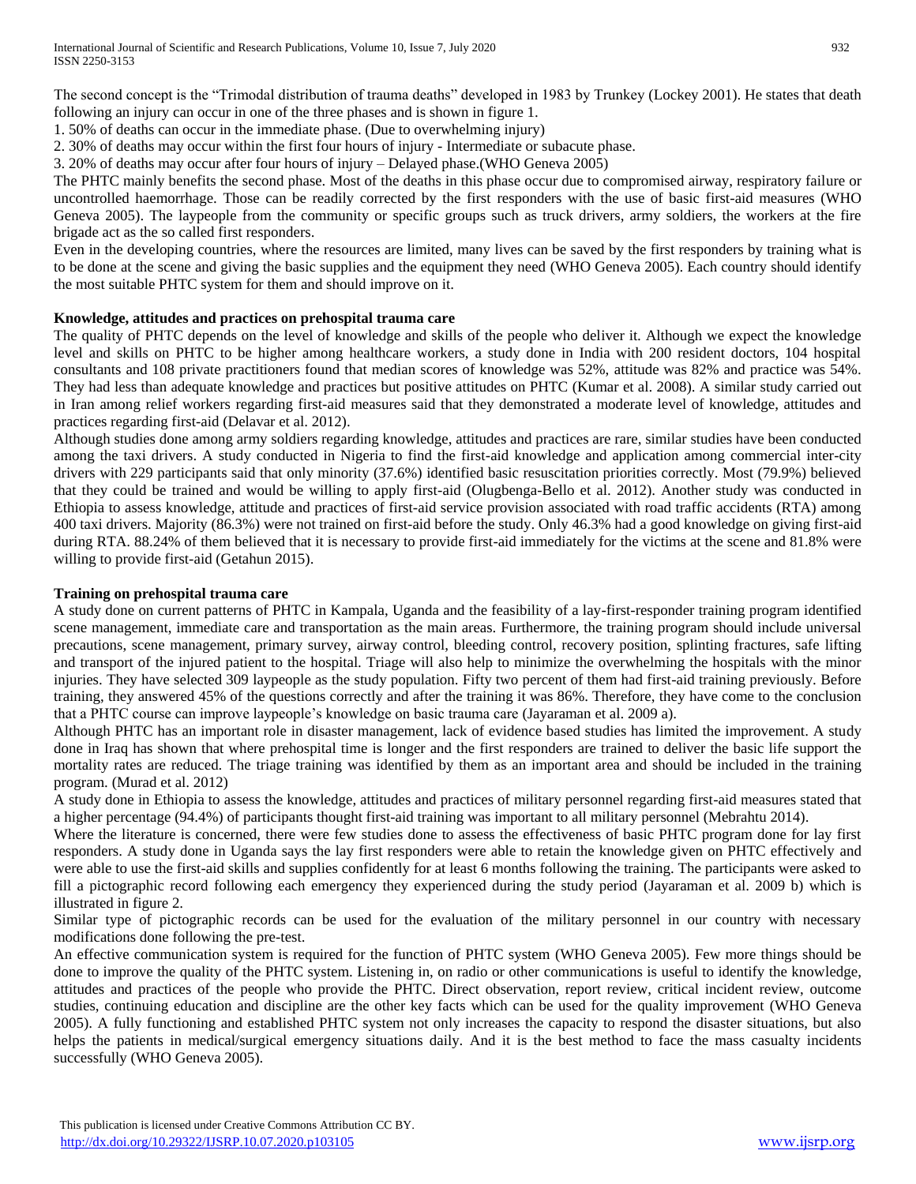The second concept is the "Trimodal distribution of trauma deaths" developed in 1983 by Trunkey (Lockey 2001). He states that death following an injury can occur in one of the three phases and is shown in figure 1.

1. 50% of deaths can occur in the immediate phase. (Due to overwhelming injury)
2. 30% of deaths may occur within the first four hours of injury - Intermediate or subacute phase.
3. 20% of deaths may occur after four hours of injury – Delayed phase.(WHO Geneva 2005)

The PHTC mainly benefits the second phase. Most of the deaths in this phase occur due to compromised airway, respiratory failure or uncontrolled haemorrhage. Those can be readily corrected by the first responders with the use of basic first-aid measures (WHO Geneva 2005). The laypeople from the community or specific groups such as truck drivers, army soldiers, the workers at the fire brigade act as the so called first responders.

Even in the developing countries, where the resources are limited, many lives can be saved by the first responders by training what is to be done at the scene and giving the basic supplies and the equipment they need (WHO Geneva 2005). Each country should identify the most suitable PHTC system for them and should improve on it.

**Knowledge, attitudes and practices on prehospital trauma care**

The quality of PHTC depends on the level of knowledge and skills of the people who deliver it. Although we expect the knowledge level and skills on PHTC to be higher among healthcare workers, a study done in India with 200 resident doctors, 104 hospital consultants and 108 private practitioners found that median scores of knowledge was 52%, attitude was 82% and practice was 54%. They had less than adequate knowledge and practices but positive attitudes on PHTC (Kumar et al. 2008). A similar study carried out in Iran among relief workers regarding first-aid measures said that they demonstrated a moderate level of knowledge, attitudes and practices regarding first-aid (Delavar et al. 2012).

Although studies done among army soldiers regarding knowledge, attitudes and practices are rare, similar studies have been conducted among the taxi drivers. A study conducted in Nigeria to find the first-aid knowledge and application among commercial inter-city drivers with 229 participants said that only minority (37.6%) identified basic resuscitation priorities correctly. Most (79.9%) believed that they could be trained and would be willing to apply first-aid (Olugbenga-Bello et al. 2012). Another study was conducted in Ethiopia to assess knowledge, attitude and practices of first-aid service provision associated with road traffic accidents (RTA) among 400 taxi drivers. Majority (86.3%) were not trained on first-aid before the study. Only 46.3% had a good knowledge on giving first-aid during RTA. 88.24% of them believed that it is necessary to provide first-aid immediately for the victims at the scene and 81.8% were willing to provide first-aid (Getahun 2015).

**Training on prehospital trauma care**

A study done on current patterns of PHTC in Kampala, Uganda and the feasibility of a lay-first-responder training program identified scene management, immediate care and transportation as the main areas. Furthermore, the training program should include universal precautions, scene management, primary survey, airway control, bleeding control, recovery position, splinting fractures, safe lifting and transport of the injured patient to the hospital. Triage will also help to minimize the overwhelming the hospitals with the minor injuries. They have selected 309 laypeople as the study population. Fifty two percent of them had first-aid training previously. Before training, they answered 45% of the questions correctly and after the training it was 86%. Therefore, they have come to the conclusion that a PHTC course can improve laypeople's knowledge on basic trauma care (Jayaraman et al. 2009 a).

Although PHTC has an important role in disaster management, lack of evidence based studies has limited the improvement. A study done in Iraq has shown that where prehospital time is longer and the first responders are trained to deliver the basic life support the mortality rates are reduced. The triage training was identified by them as an important area and should be included in the training program. (Murad et al. 2012)

A study done in Ethiopia to assess the knowledge, attitudes and practices of military personnel regarding first-aid measures stated that a higher percentage (94.4%) of participants thought first-aid training was important to all military personnel (Mebrahtu 2014).

Where the literature is concerned, there were few studies done to assess the effectiveness of basic PHTC program done for lay first responders. A study done in Uganda says the lay first responders were able to retain the knowledge given on PHTC effectively and were able to use the first-aid skills and supplies confidently for at least 6 months following the training. The participants were asked to fill a pictographic record following each emergency they experienced during the study period (Jayaraman et al. 2009 b) which is illustrated in figure 2.

Similar type of pictographic records can be used for the evaluation of the military personnel in our country with necessary modifications done following the pre-test.

An effective communication system is required for the function of PHTC system (WHO Geneva 2005). Few more things should be done to improve the quality of the PHTC system. Listening in, on radio or other communications is useful to identify the knowledge, attitudes and practices of the people who provide the PHTC. Direct observation, report review, critical incident review, outcome studies, continuing education and discipline are the other key facts which can be used for the quality improvement (WHO Geneva 2005). A fully functioning and established PHTC system not only increases the capacity to respond the disaster situations, but also helps the patients in medical/surgical emergency situations daily. And it is the best method to face the mass casualty incidents successfully (WHO Geneva 2005).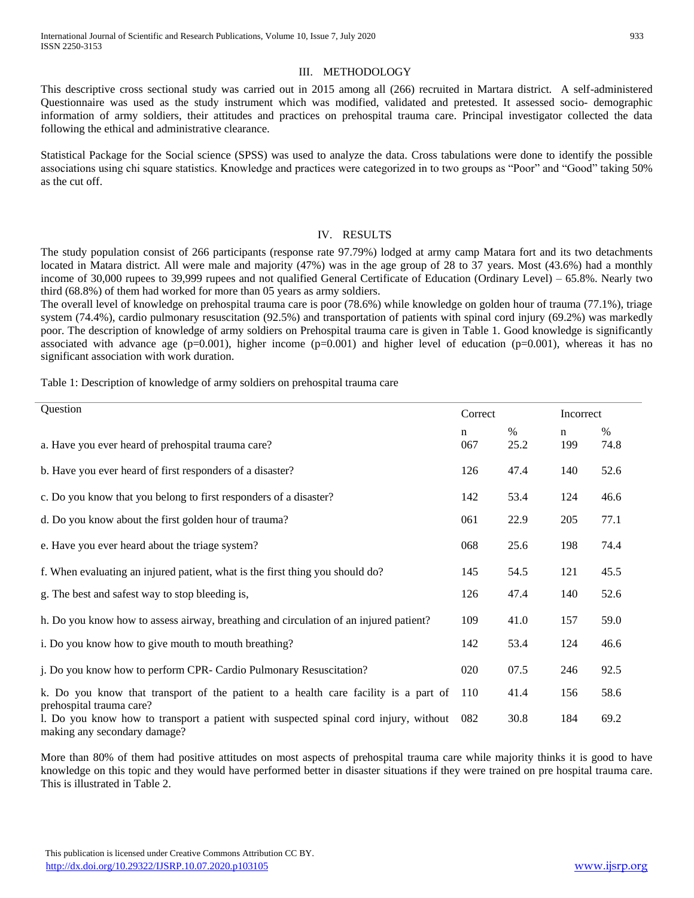## III. METHODOLOGY

This descriptive cross sectional study was carried out in 2015 among all (266) recruited in Martara district. A self-administered Questionnaire was used as the study instrument which was modified, validated and pretested. It assessed socio- demographic information of army soldiers, their attitudes and practices on prehospital trauma care. Principal investigator collected the data following the ethical and administrative clearance.

Statistical Package for the Social science (SPSS) was used to analyze the data. Cross tabulations were done to identify the possible associations using chi square statistics. Knowledge and practices were categorized in to two groups as "Poor" and "Good" taking 50% as the cut off.

## IV. RESULTS

The study population consist of 266 participants (response rate 97.79%) lodged at army camp Matara fort and its two detachments located in Matara district. All were male and majority (47%) was in the age group of 28 to 37 years. Most (43.6%) had a monthly income of 30,000 rupees to 39,999 rupees and not qualified General Certificate of Education (Ordinary Level) – 65.8%. Nearly two third (68.8%) of them had worked for more than 05 years as army soldiers.

The overall level of knowledge on prehospital trauma care is poor (78.6%) while knowledge on golden hour of trauma (77.1%), triage system (74.4%), cardio pulmonary resuscitation (92.5%) and transportation of patients with spinal cord injury (69.2%) was markedly poor. The description of knowledge of army soldiers on Prehospital trauma care is given in Table 1. Good knowledge is significantly associated with advance age (p=0.001), higher income (p=0.001) and higher level of education (p=0.001), whereas it has no significant association with work duration.

Table 1: Description of knowledge of army soldiers on prehospital trauma care

| Question | Correct | | Incorrect | |
|---|---|---|---|---|
| | n | % | n | % |
| a. Have you ever heard of prehospital trauma care? | 067 | 25.2 | 199 | 74.8 |
| b. Have you ever heard of first responders of a disaster? | 126 | 47.4 | 140 | 52.6 |
| c. Do you know that you belong to first responders of a disaster? | 142 | 53.4 | 124 | 46.6 |
| d. Do you know about the first golden hour of trauma? | 061 | 22.9 | 205 | 77.1 |
| e. Have you ever heard about the triage system? | 068 | 25.6 | 198 | 74.4 |
| f. When evaluating an injured patient, what is the first thing you should do? | 145 | 54.5 | 121 | 45.5 |
| g. The best and safest way to stop bleeding is, | 126 | 47.4 | 140 | 52.6 |
| h. Do you know how to assess airway, breathing and circulation of an injured patient? | 109 | 41.0 | 157 | 59.0 |
| i. Do you know how to give mouth to mouth breathing? | 142 | 53.4 | 124 | 46.6 |
| j. Do you know how to perform CPR- Cardio Pulmonary Resuscitation? | 020 | 07.5 | 246 | 92.5 |
| k. Do you know that transport of the patient to a health care facility is a part of prehospital trauma care? | 110 | 41.4 | 156 | 58.6 |
| l. Do you know how to transport a patient with suspected spinal cord injury, without making any secondary damage? | 082 | 30.8 | 184 | 69.2 |

More than 80% of them had positive attitudes on most aspects of prehospital trauma care while majority thinks it is good to have knowledge on this topic and they would have performed better in disaster situations if they were trained on pre hospital trauma care. This is illustrated in Table 2.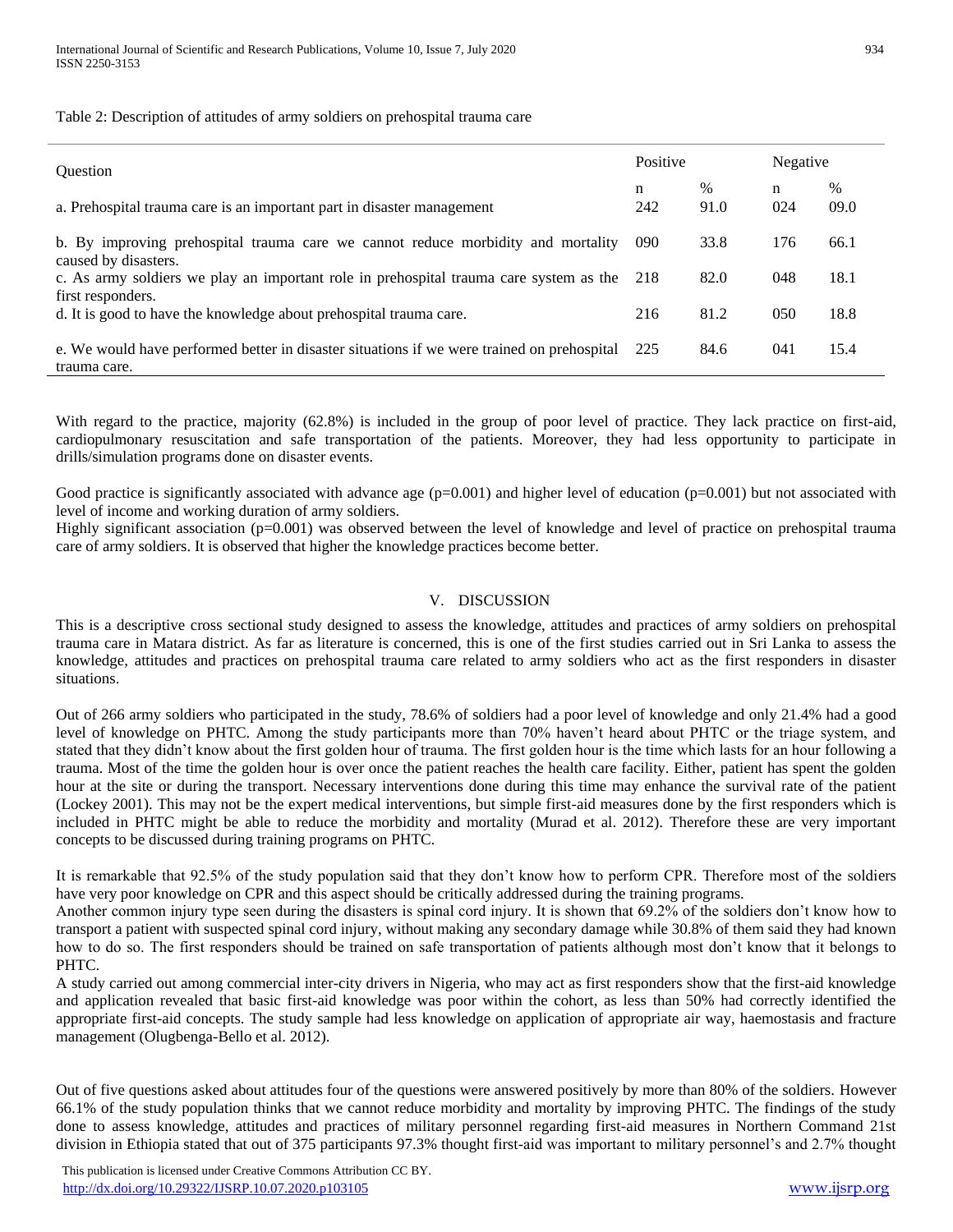Table 2: Description of attitudes of army soldiers on prehospital trauma care

| Question | Positive | | Negative | |
|---|---|---|---|---|
| | n | % | n | % |
| a. Prehospital trauma care is an important part in disaster management | 242 | 91.0 | 024 | 09.0 |
| b. By improving prehospital trauma care we cannot reduce morbidity and mortality caused by disasters. | 090 | 33.8 | 176 | 66.1 |
| c. As army soldiers we play an important role in prehospital trauma care system as the first responders. | 218 | 82.0 | 048 | 18.1 |
| d. It is good to have the knowledge about prehospital trauma care. | 216 | 81.2 | 050 | 18.8 |
| e. We would have performed better in disaster situations if we were trained on prehospital trauma care. | 225 | 84.6 | 041 | 15.4 |

With regard to the practice, majority (62.8%) is included in the group of poor level of practice. They lack practice on first-aid, cardiopulmonary resuscitation and safe transportation of the patients. Moreover, they had less opportunity to participate in drills/simulation programs done on disaster events.

Good practice is significantly associated with advance age ($p=0.001$) and higher level of education ($p=0.001$) but not associated with level of income and working duration of army soldiers.

Highly significant association ($p=0.001$) was observed between the level of knowledge and level of practice on prehospital trauma care of army soldiers. It is observed that higher the knowledge practices become better.

## V. DISCUSSION

This is a descriptive cross sectional study designed to assess the knowledge, attitudes and practices of army soldiers on prehospital trauma care in Matara district. As far as literature is concerned, this is one of the first studies carried out in Sri Lanka to assess the knowledge, attitudes and practices on prehospital trauma care related to army soldiers who act as the first responders in disaster situations.

Out of 266 army soldiers who participated in the study, 78.6% of soldiers had a poor level of knowledge and only 21.4% had a good level of knowledge on PHTC. Among the study participants more than 70% haven't heard about PHTC or the triage system, and stated that they didn't know about the first golden hour of trauma. The first golden hour is the time which lasts for an hour following a trauma. Most of the time the golden hour is over once the patient reaches the health care facility. Either, patient has spent the golden hour at the site or during the transport. Necessary interventions done during this time may enhance the survival rate of the patient (Lockey 2001). This may not be the expert medical interventions, but simple first-aid measures done by the first responders which is included in PHTC might be able to reduce the morbidity and mortality (Murad et al. 2012). Therefore these are very important concepts to be discussed during training programs on PHTC.

It is remarkable that 92.5% of the study population said that they don't know how to perform CPR. Therefore most of the soldiers have very poor knowledge on CPR and this aspect should be critically addressed during the training programs.

Another common injury type seen during the disasters is spinal cord injury. It is shown that 69.2% of the soldiers don't know how to transport a patient with suspected spinal cord injury, without making any secondary damage while 30.8% of them said they had known how to do so. The first responders should be trained on safe transportation of patients although most don't know that it belongs to PHTC.

A study carried out among commercial inter-city drivers in Nigeria, who may act as first responders show that the first-aid knowledge and application revealed that basic first-aid knowledge was poor within the cohort, as less than 50% had correctly identified the appropriate first-aid concepts. The study sample had less knowledge on application of appropriate air way, haemostasis and fracture management (Olugbenga-Bello et al. 2012).

Out of five questions asked about attitudes four of the questions were answered positively by more than 80% of the soldiers. However 66.1% of the study population thinks that we cannot reduce morbidity and mortality by improving PHTC. The findings of the study done to assess knowledge, attitudes and practices of military personnel regarding first-aid measures in Northern Command 21st division in Ethiopia stated that out of 375 participants 97.3% thought first-aid was important to military personnel's and 2.7% thought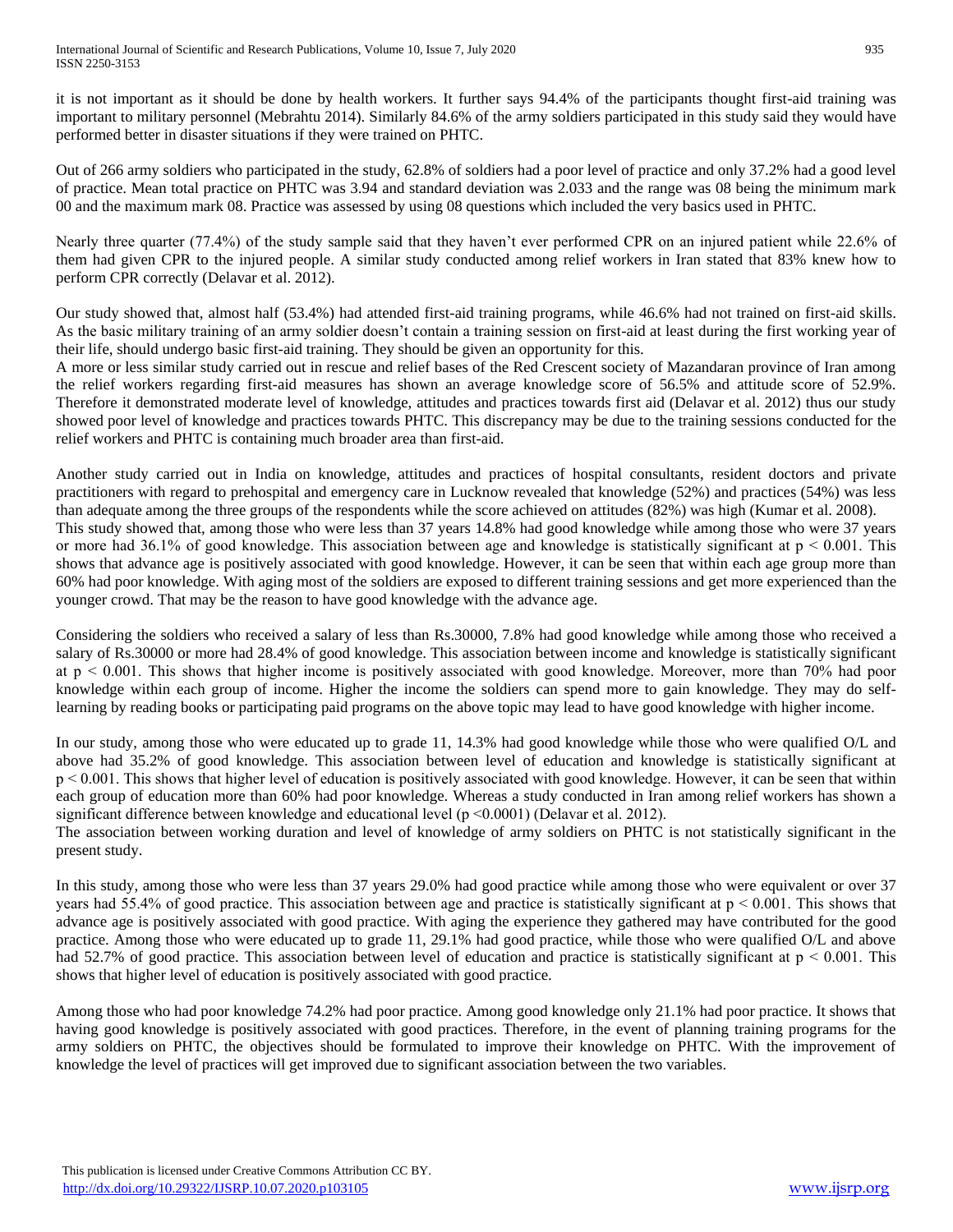it is not important as it should be done by health workers. It further says 94.4% of the participants thought first-aid training was important to military personnel (Mebrahtu 2014). Similarly 84.6% of the army soldiers participated in this study said they would have performed better in disaster situations if they were trained on PHTC.

Out of 266 army soldiers who participated in the study, 62.8% of soldiers had a poor level of practice and only 37.2% had a good level of practice. Mean total practice on PHTC was 3.94 and standard deviation was 2.033 and the range was 08 being the minimum mark 00 and the maximum mark 08. Practice was assessed by using 08 questions which included the very basics used in PHTC.

Nearly three quarter (77.4%) of the study sample said that they haven't ever performed CPR on an injured patient while 22.6% of them had given CPR to the injured people. A similar study conducted among relief workers in Iran stated that 83% knew how to perform CPR correctly (Delavar et al. 2012).

Our study showed that, almost half (53.4%) had attended first-aid training programs, while 46.6% had not trained on first-aid skills. As the basic military training of an army soldier doesn't contain a training session on first-aid at least during the first working year of their life, should undergo basic first-aid training. They should be given an opportunity for this.

A more or less similar study carried out in rescue and relief bases of the Red Crescent society of Mazandaran province of Iran among the relief workers regarding first-aid measures has shown an average knowledge score of 56.5% and attitude score of 52.9%. Therefore it demonstrated moderate level of knowledge, attitudes and practices towards first aid (Delavar et al. 2012) thus our study showed poor level of knowledge and practices towards PHTC. This discrepancy may be due to the training sessions conducted for the relief workers and PHTC is containing much broader area than first-aid.

Another study carried out in India on knowledge, attitudes and practices of hospital consultants, resident doctors and private practitioners with regard to prehospital and emergency care in Lucknow revealed that knowledge (52%) and practices (54%) was less than adequate among the three groups of the respondents while the score achieved on attitudes (82%) was high (Kumar et al. 2008).

This study showed that, among those who were less than 37 years 14.8% had good knowledge while among those who were 37 years or more had 36.1% of good knowledge. This association between age and knowledge is statistically significant at $p < 0.001$. This shows that advance age is positively associated with good knowledge. However, it can be seen that within each age group more than 60% had poor knowledge. With aging most of the soldiers are exposed to different training sessions and get more experienced than the younger crowd. That may be the reason to have good knowledge with the advance age.

Considering the soldiers who received a salary of less than Rs.30000, 7.8% had good knowledge while among those who received a salary of Rs.30000 or more had 28.4% of good knowledge. This association between income and knowledge is statistically significant at $p < 0.001$. This shows that higher income is positively associated with good knowledge. Moreover, more than 70% had poor knowledge within each group of income. Higher the income the soldiers can spend more to gain knowledge. They may do self-learning by reading books or participating paid programs on the above topic may lead to have good knowledge with higher income.

In our study, among those who were educated up to grade 11, 14.3% had good knowledge while those who were qualified O/L and above had 35.2% of good knowledge. This association between level of education and knowledge is statistically significant at $p < 0.001$. This shows that higher level of education is positively associated with good knowledge. However, it can be seen that within each group of education more than 60% had poor knowledge. Whereas a study conducted in Iran among relief workers has shown a significant difference between knowledge and educational level ($p < 0.0001$) (Delavar et al. 2012).

The association between working duration and level of knowledge of army soldiers on PHTC is not statistically significant in the present study.

In this study, among those who were less than 37 years 29.0% had good practice while among those who were equivalent or over 37 years had 55.4% of good practice. This association between age and practice is statistically significant at $p < 0.001$. This shows that advance age is positively associated with good practice. With aging the experience they gathered may have contributed for the good practice. Among those who were educated up to grade 11, 29.1% had good practice, while those who were qualified O/L and above had 52.7% of good practice. This association between level of education and practice is statistically significant at $p < 0.001$. This shows that higher level of education is positively associated with good practice.

Among those who had poor knowledge 74.2% had poor practice. Among good knowledge only 21.1% had poor practice. It shows that having good knowledge is positively associated with good practices. Therefore, in the event of planning training programs for the army soldiers on PHTC, the objectives should be formulated to improve their knowledge on PHTC. With the improvement of knowledge the level of practices will get improved due to significant association between the two variables.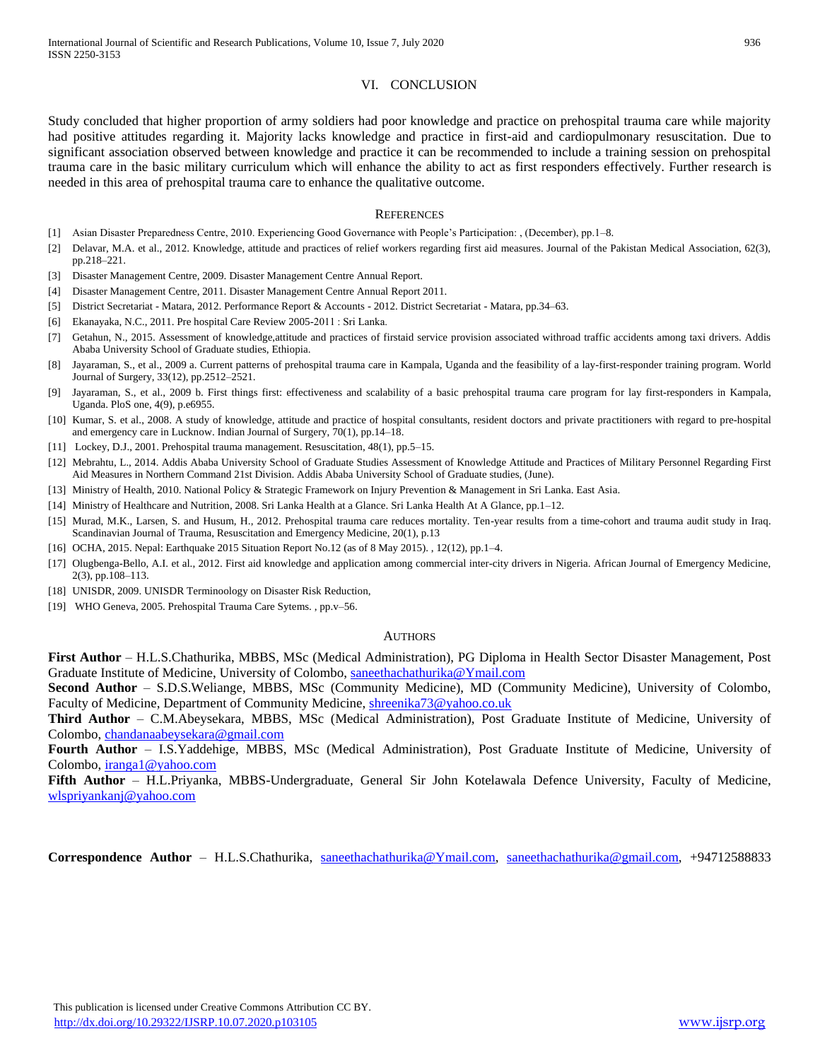## VI. CONCLUSION

Study concluded that higher proportion of army soldiers had poor knowledge and practice on prehospital trauma care while majority had positive attitudes regarding it. Majority lacks knowledge and practice in first-aid and cardiopulmonary resuscitation. Due to significant association observed between knowledge and practice it can be recommended to include a training session on prehospital trauma care in the basic military curriculum which will enhance the ability to act as first responders effectively. Further research is needed in this area of prehospital trauma care to enhance the qualitative outcome.

## REFERENCES

[1] Asian Disaster Preparedness Centre, 2010. Experiencing Good Governance with People's Participation: , (December), pp.1–8.

[2] Delavar, M.A. et al., 2012. Knowledge, attitude and practices of relief workers regarding first aid measures. Journal of the Pakistan Medical Association, 62(3), pp.218–221.

[3] Disaster Management Centre, 2009. Disaster Management Centre Annual Report.

[4] Disaster Management Centre, 2011. Disaster Management Centre Annual Report 2011.

[5] District Secretariat - Matara, 2012. Performance Report & Accounts - 2012. District Secretariat - Matara, pp.34–63.

[6] Ekanayaka, N.C., 2011. Pre hospital Care Review 2005-2011 : Sri Lanka.

[7] Getahun, N., 2015. Assessment of knowledge,attitude and practices of firstaid service provision associated withroad traffic accidents among taxi drivers. Addis Ababa University School of Graduate studies, Ethiopia.

[8] Jayaraman, S., et al., 2009 a. Current patterns of prehospital trauma care in Kampala, Uganda and the feasibility of a lay-first-responder training program. World Journal of Surgery, 33(12), pp.2512–2521.

[9] Jayaraman, S., et al., 2009 b. First things first: effectiveness and scalability of a basic prehospital trauma care program for lay first-responders in Kampala, Uganda. PloS one, 4(9), p.e6955.

[10] Kumar, S. et al., 2008. A study of knowledge, attitude and practice of hospital consultants, resident doctors and private practitioners with regard to pre-hospital and emergency care in Lucknow. Indian Journal of Surgery, 70(1), pp.14–18.

[11] Lockey, D.J., 2001. Prehospital trauma management. Resuscitation, 48(1), pp.5–15.

[12] Mebrahtu, L., 2014. Addis Ababa University School of Graduate Studies Assessment of Knowledge Attitude and Practices of Military Personnel Regarding First Aid Measures in Northern Command 21st Division. Addis Ababa University School of Graduate studies, (June).

[13] Ministry of Health, 2010. National Policy & Strategic Framework on Injury Prevention & Management in Sri Lanka. East Asia.

[14] Ministry of Healthcare and Nutrition, 2008. Sri Lanka Health at a Glance. Sri Lanka Health At A Glance, pp.1–12.

[15] Murad, M.K., Larsen, S. and Husum, H., 2012. Prehospital trauma care reduces mortality. Ten-year results from a time-cohort and trauma audit study in Iraq. Scandinavian Journal of Trauma, Resuscitation and Emergency Medicine, 20(1), p.13

[16] OCHA, 2015. Nepal: Earthquake 2015 Situation Report No.12 (as of 8 May 2015). , 12(12), pp.1–4.

[17] Olugbenga-Bello, A.I. et al., 2012. First aid knowledge and application among commercial inter-city drivers in Nigeria. African Journal of Emergency Medicine, 2(3), pp.108–113.

[18] UNISDR, 2009. UNISDR Terminoology on Disaster Risk Reduction,

[19] WHO Geneva, 2005. Prehospital Trauma Care Sytems. , pp.v–56.

## AUTHORS

**First Author** – H.L.S.Chathurika, MBBS, MSc (Medical Administration), PG Diploma in Health Sector Disaster Management, Post Graduate Institute of Medicine, University of Colombo, saneethachathurika@Ymail.com

**Second Author** – S.D.S.Weliange, MBBS, MSc (Community Medicine), MD (Community Medicine), University of Colombo, Faculty of Medicine, Department of Community Medicine, shreenika73@yahoo.co.uk

**Third Author** – C.M.Abeysekara, MBBS, MSc (Medical Administration), Post Graduate Institute of Medicine, University of Colombo, chandanaabeysekara@gmail.com

**Fourth Author** – I.S.Yaddehige, MBBS, MSc (Medical Administration), Post Graduate Institute of Medicine, University of Colombo, iranga1@yahoo.com

**Fifth Author** – H.L.Priyanka, MBBS-Undergraduate, General Sir John Kotelawala Defence University, Faculty of Medicine, wlspriyankanj@yahoo.com

**Correspondence Author** – H.L.S.Chathurika, saneethachathurika@Ymail.com, saneethachathurika@gmail.com, +94712588833